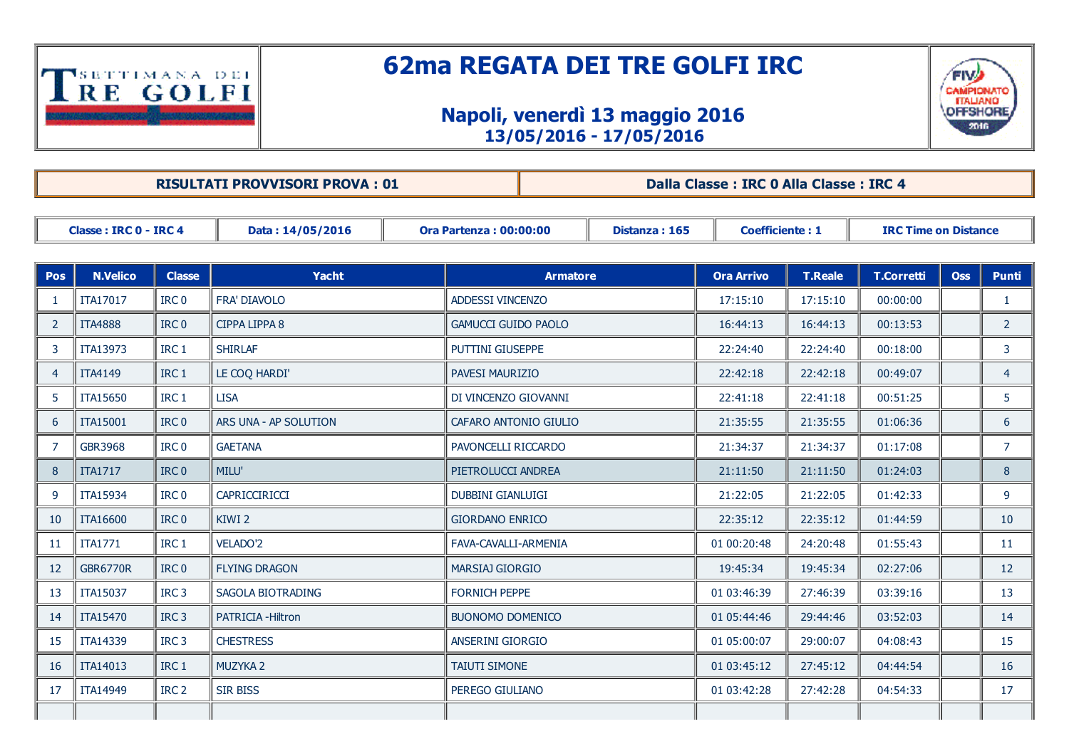# 62ma REGATA DEI TRE GOLFI IRC

## Napoli, venerdì 13 maggio 2016
## 13/05/2016 - 17/05/2016

| RISULTATI PROVVISORI PROVA : 01 | Dalla Classe : IRC 0 Alla Classe : IRC 4 |
|---|---|

| Classe : IRC 0 - IRC 4 | Data : 14/05/2016 | Ora Partenza : 00:00:00 | Distanza : 165 | Coefficiente : 1 | IRC Time on Distance |
|---|---|---|---|---|---|

| Pos | N.Velico | Classe | Yacht | Armatore | Ora Arrivo | T.Reale | T.Corretti | Oss | Punti |
|---|---|---|---|---|---|---|---|---|---|
| 1 | ITA17017 | IRC 0 | FRA' DIAVOLO | ADDESSI VINCENZO | 17:15:10 | 17:15:10 | 00:00:00 | | 1 |
| 2 | ITA4888 | IRC 0 | CIPPA LIPPA 8 | GAMUCCI GUIDO PAOLO | 16:44:13 | 16:44:13 | 00:13:53 | | 2 |
| 3 | ITA13973 | IRC 1 | SHIRLAF | PUTTINI GIUSEPPE | 22:24:40 | 22:24:40 | 00:18:00 | | 3 |
| 4 | ITA4149 | IRC 1 | LE COQ HARDI' | PAVESI MAURIZIO | 22:42:18 | 22:42:18 | 00:49:07 | | 4 |
| 5 | ITA15650 | IRC 1 | LISA | DI VINCENZO GIOVANNI | 22:41:18 | 22:41:18 | 00:51:25 | | 5 |
| 6 | ITA15001 | IRC 0 | ARS UNA - AP SOLUTION | CAFARO ANTONIO GIULIO | 21:35:55 | 21:35:55 | 01:06:36 | | 6 |
| 7 | GBR3968 | IRC 0 | GAETANA | PAVONCELLI RICCARDO | 21:34:37 | 21:34:37 | 01:17:08 | | 7 |
| 8 | ITA1717 | IRC 0 | MILU' | PIETROLUCCI ANDREA | 21:11:50 | 21:11:50 | 01:24:03 | | 8 |
| 9 | ITA15934 | IRC 0 | CAPRICCIRICCI | DUBBINI GIANLUIGI | 21:22:05 | 21:22:05 | 01:42:33 | | 9 |
| 10 | ITA16600 | IRC 0 | KIWI 2 | GIORDANO ENRICO | 22:35:12 | 22:35:12 | 01:44:59 | | 10 |
| 11 | ITA1771 | IRC 1 | VELADO'2 | FAVA-CAVALLI-ARMENIA | 01 00:20:48 | 24:20:48 | 01:55:43 | | 11 |
| 12 | GBR6770R | IRC 0 | FLYING DRAGON | MARSIAJ GIORGIO | 19:45:34 | 19:45:34 | 02:27:06 | | 12 |
| 13 | ITA15037 | IRC 3 | SAGOLA BIOTRADING | FORNICH PEPPE | 01 03:46:39 | 27:46:39 | 03:39:16 | | 13 |
| 14 | ITA15470 | IRC 3 | PATRICIA -Hiltron | BUONOMO DOMENICO | 01 05:44:46 | 29:44:46 | 03:52:03 | | 14 |
| 15 | ITA14339 | IRC 3 | CHESTRESS | ANSERINI GIORGIO | 01 05:00:07 | 29:00:07 | 04:08:43 | | 15 |
| 16 | ITA14013 | IRC 1 | MUZYKA 2 | TAIUTI SIMONE | 01 03:45:12 | 27:45:12 | 04:44:54 | | 16 |
| 17 | ITA14949 | IRC 2 | SIR BISS | PEREGO GIULIANO | 01 03:42:28 | 27:42:28 | 04:54:33 | | 17 |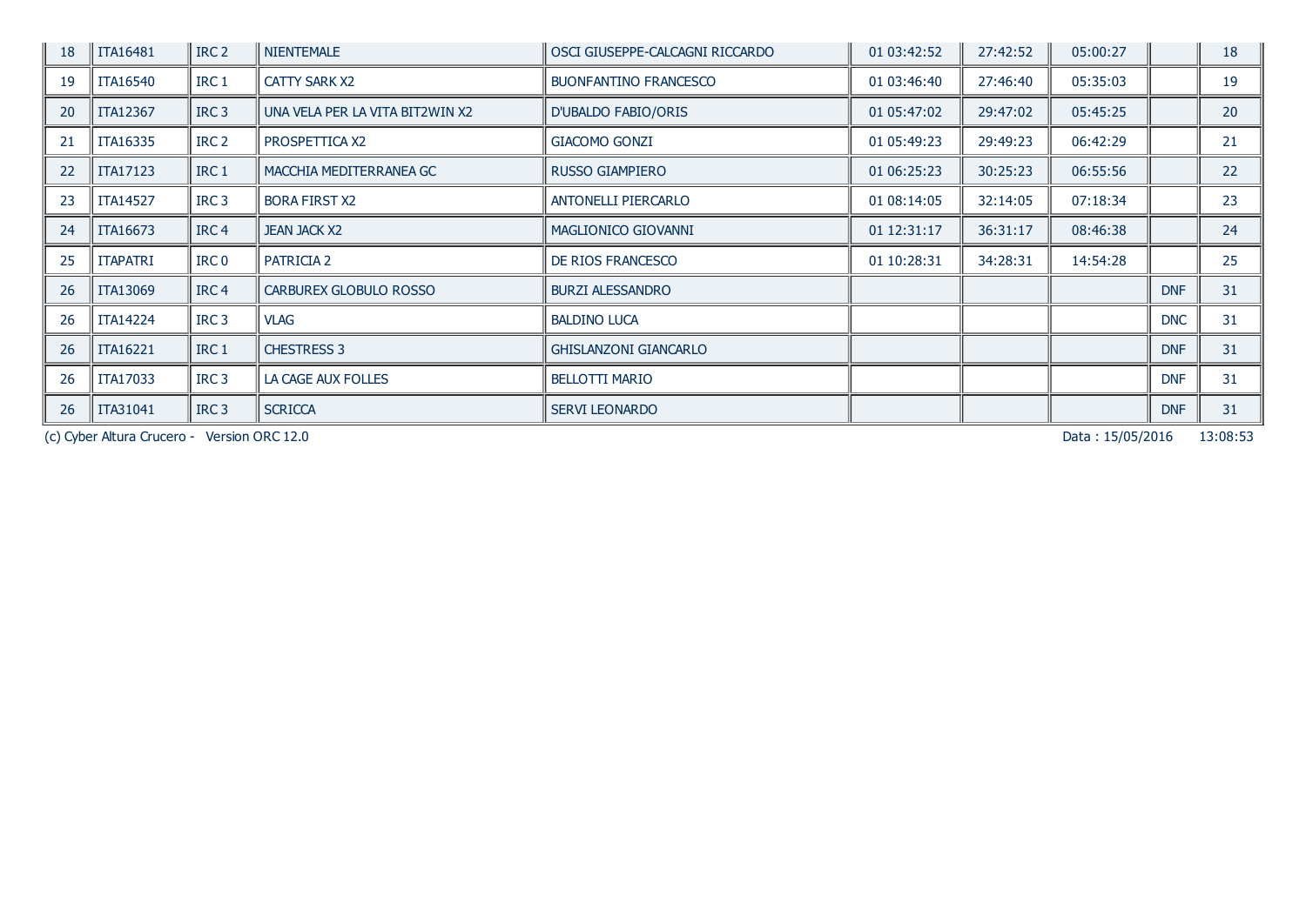| | | | | | | | | | |
|---|---|---|---|---|---|---|---|---|---|
| 18 | ITA16481 | IRC 2 | NIENTEMALE | OSCI GIUSEPPE-CALCAGNI RICCARDO | 01 03:42:52 | 27:42:52 | 05:00:27 | | 18 |
| 19 | ITA16540 | IRC 1 | CATTY SARK X2 | BUONFANTINO FRANCESCO | 01 03:46:40 | 27:46:40 | 05:35:03 | | 19 |
| 20 | ITA12367 | IRC 3 | UNA VELA PER LA VITA BIT2WIN X2 | D'UBALDO FABIO/ORIS | 01 05:47:02 | 29:47:02 | 05:45:25 | | 20 |
| 21 | ITA16335 | IRC 2 | PROSPETTICA X2 | GIACOMO GONZI | 01 05:49:23 | 29:49:23 | 06:42:29 | | 21 |
| 22 | ITA17123 | IRC 1 | MACCHIA MEDITERRANEA GC | RUSSO GIAMPIERO | 01 06:25:23 | 30:25:23 | 06:55:56 | | 22 |
| 23 | ITA14527 | IRC 3 | BORA FIRST X2 | ANTONELLI PIERCARLO | 01 08:14:05 | 32:14:05 | 07:18:34 | | 23 |
| 24 | ITA16673 | IRC 4 | JEAN JACK X2 | MAGLIONICO GIOVANNI | 01 12:31:17 | 36:31:17 | 08:46:38 | | 24 |
| 25 | ITAPATRI | IRC 0 | PATRICIA 2 | DE RIOS FRANCESCO | 01 10:28:31 | 34:28:31 | 14:54:28 | | 25 |
| 26 | ITA13069 | IRC 4 | CARBUREX GLOBULO ROSSO | BURZI ALESSANDRO | | | | DNF | 31 |
| 26 | ITA14224 | IRC 3 | VLAG | BALDINO LUCA | | | | DNC | 31 |
| 26 | ITA16221 | IRC 1 | CHESTRESS 3 | GHISLANZONI GIANCARLO | | | | DNF | 31 |
| 26 | ITA17033 | IRC 3 | LA CAGE AUX FOLLES | BELLOTTI MARIO | | | | DNF | 31 |
| 26 | ITA31041 | IRC 3 | SCRICCA | SERVI LEONARDO | | | | DNF | 31 |

(c) Cyber Altura Crucero - Version ORC 12.0

Data : 15/05/2016 13:08:53